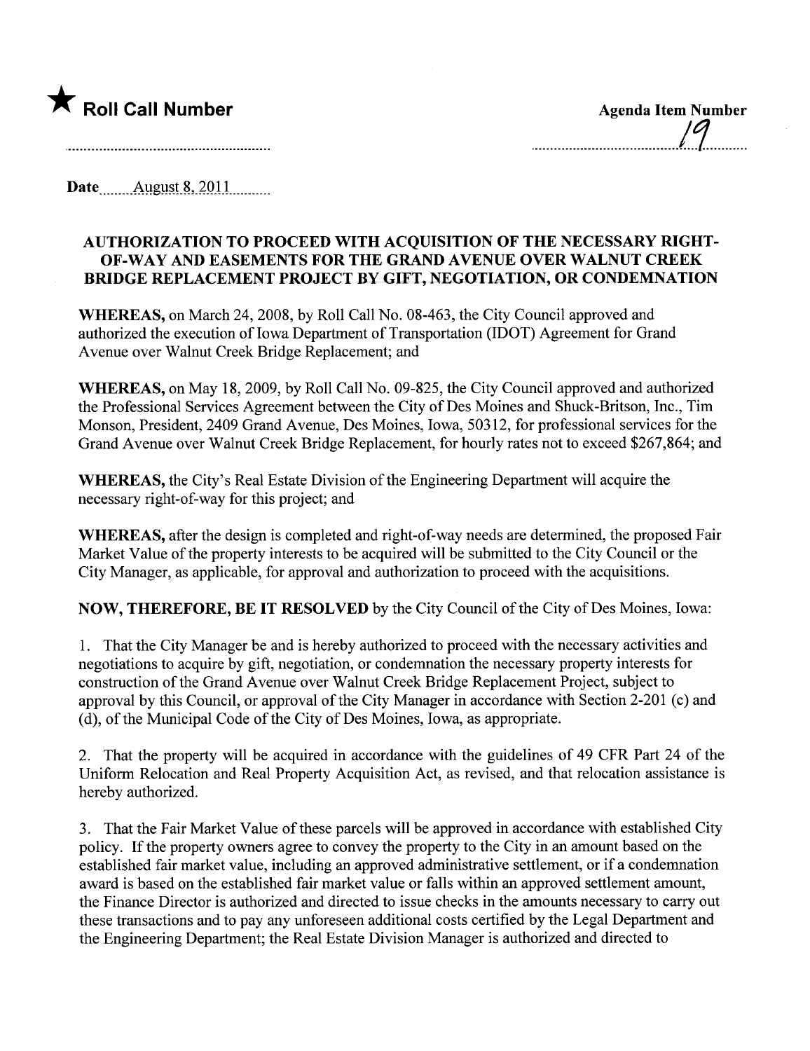★ **Roll Call Number**

..........................................................

**Agenda Item Number**

19

**Date** August 8, 2011

## AUTHORIZATION TO PROCEED WITH ACQUISITION OF THE NECESSARY RIGHT-OF-WAY AND EASEMENTS FOR THE GRAND AVENUE OVER WALNUT CREEK BRIDGE REPLACEMENT PROJECT BY GIFT, NEGOTIATION, OR CONDEMNATION

**WHEREAS,** on March 24, 2008, by Roll Call No. 08-463, the City Council approved and authorized the execution of Iowa Department of Transportation (IDOT) Agreement for Grand Avenue over Walnut Creek Bridge Replacement; and

**WHEREAS,** on May 18, 2009, by Roll Call No. 09-825, the City Council approved and authorized the Professional Services Agreement between the City of Des Moines and Shuck-Britson, Inc., Tim Monson, President, 2409 Grand Avenue, Des Moines, Iowa, 50312, for professional services for the Grand Avenue over Walnut Creek Bridge Replacement, for hourly rates not to exceed $267,864; and

**WHEREAS,** the City's Real Estate Division of the Engineering Department will acquire the necessary right-of-way for this project; and

**WHEREAS,** after the design is completed and right-of-way needs are determined, the proposed Fair Market Value of the property interests to be acquired will be submitted to the City Council or the City Manager, as applicable, for approval and authorization to proceed with the acquisitions.

**NOW, THEREFORE, BE IT RESOLVED** by the City Council of the City of Des Moines, Iowa:

1. That the City Manager be and is hereby authorized to proceed with the necessary activities and negotiations to acquire by gift, negotiation, or condemnation the necessary property interests for construction of the Grand Avenue over Walnut Creek Bridge Replacement Project, subject to approval by this Council, or approval of the City Manager in accordance with Section 2-201 (c) and (d), of the Municipal Code of the City of Des Moines, Iowa, as appropriate.

2. That the property will be acquired in accordance with the guidelines of 49 CFR Part 24 of the Uniform Relocation and Real Property Acquisition Act, as revised, and that relocation assistance is hereby authorized.

3. That the Fair Market Value of these parcels will be approved in accordance with established City policy. If the property owners agree to convey the property to the City in an amount based on the established fair market value, including an approved administrative settlement, or if a condemnation award is based on the established fair market value or falls within an approved settlement amount, the Finance Director is authorized and directed to issue checks in the amounts necessary to carry out these transactions and to pay any unforeseen additional costs certified by the Legal Department and the Engineering Department; the Real Estate Division Manager is authorized and directed to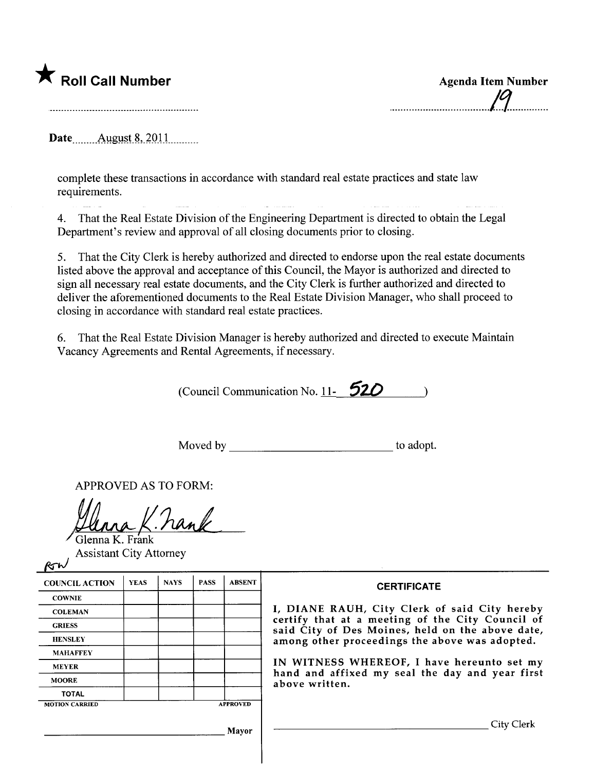★ **Roll Call Number**

**Agenda Item Number**

19

**Date** August 8, 2011

complete these transactions in accordance with standard real estate practices and state law requirements.

4. That the Real Estate Division of the Engineering Department is directed to obtain the Legal Department's review and approval of all closing documents prior to closing.

5. That the City Clerk is hereby authorized and directed to endorse upon the real estate documents listed above the approval and acceptance of this Council, the Mayor is authorized and directed to sign all necessary real estate documents, and the City Clerk is further authorized and directed to deliver the aforementioned documents to the Real Estate Division Manager, who shall proceed to closing in accordance with standard real estate practices.

6. That the Real Estate Division Manager is hereby authorized and directed to execute Maintain Vacancy Agreements and Rental Agreements, if necessary.

(Council Communication No. 11- 520 )

Moved by ___________________________ to adopt.

APPROVED AS TO FORM:

Glenna K. Frank
Assistant City Attorney

| COUNCIL ACTION | YEAS | NAYS | PASS | ABSENT |
|---|---|---|---|---|
| COWNIE | | | | |
| COLEMAN | | | | |
| GRIESS | | | | |
| HENSLEY | | | | |
| MAHAFFEY | | | | |
| MEYER | | | | |
| MOORE | | | | |
| TOTAL | | | | |

MOTION CARRIED APPROVED

___________________________ Mayor

**CERTIFICATE**

I, DIANE RAUH, City Clerk of said City hereby certify that at a meeting of the City Council of said City of Des Moines, held on the above date, among other proceedings the above was adopted.

IN WITNESS WHEREOF, I have hereunto set my hand and affixed my seal the day and year first above written.

___________________________ City Clerk